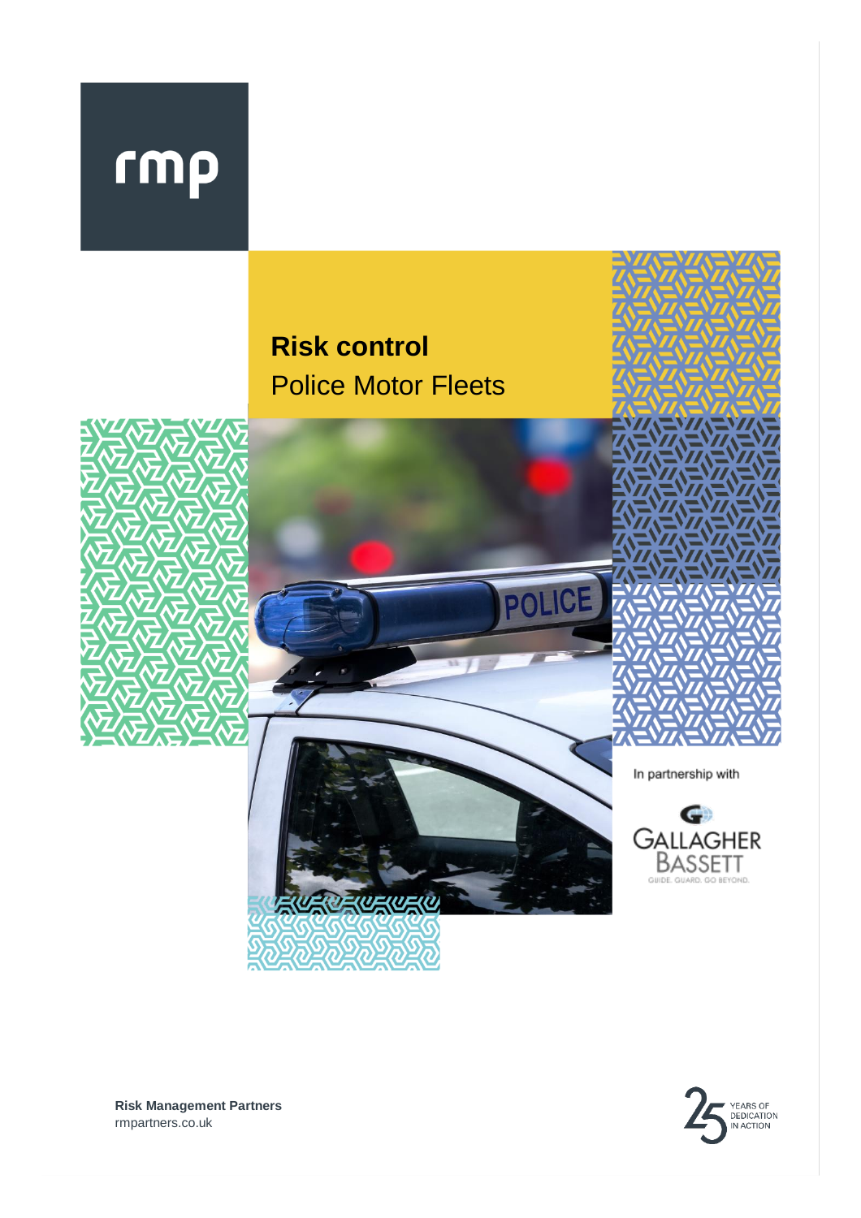rmp

# Risk control

## Police Motor Fleets

In partnership with

GALLAGHER BASSETT

GUIDE. GUARD. GO BEYOND.

**Risk Management Partners**
rmpartners.co.uk

25 YEARS OF DEDICATION IN ACTION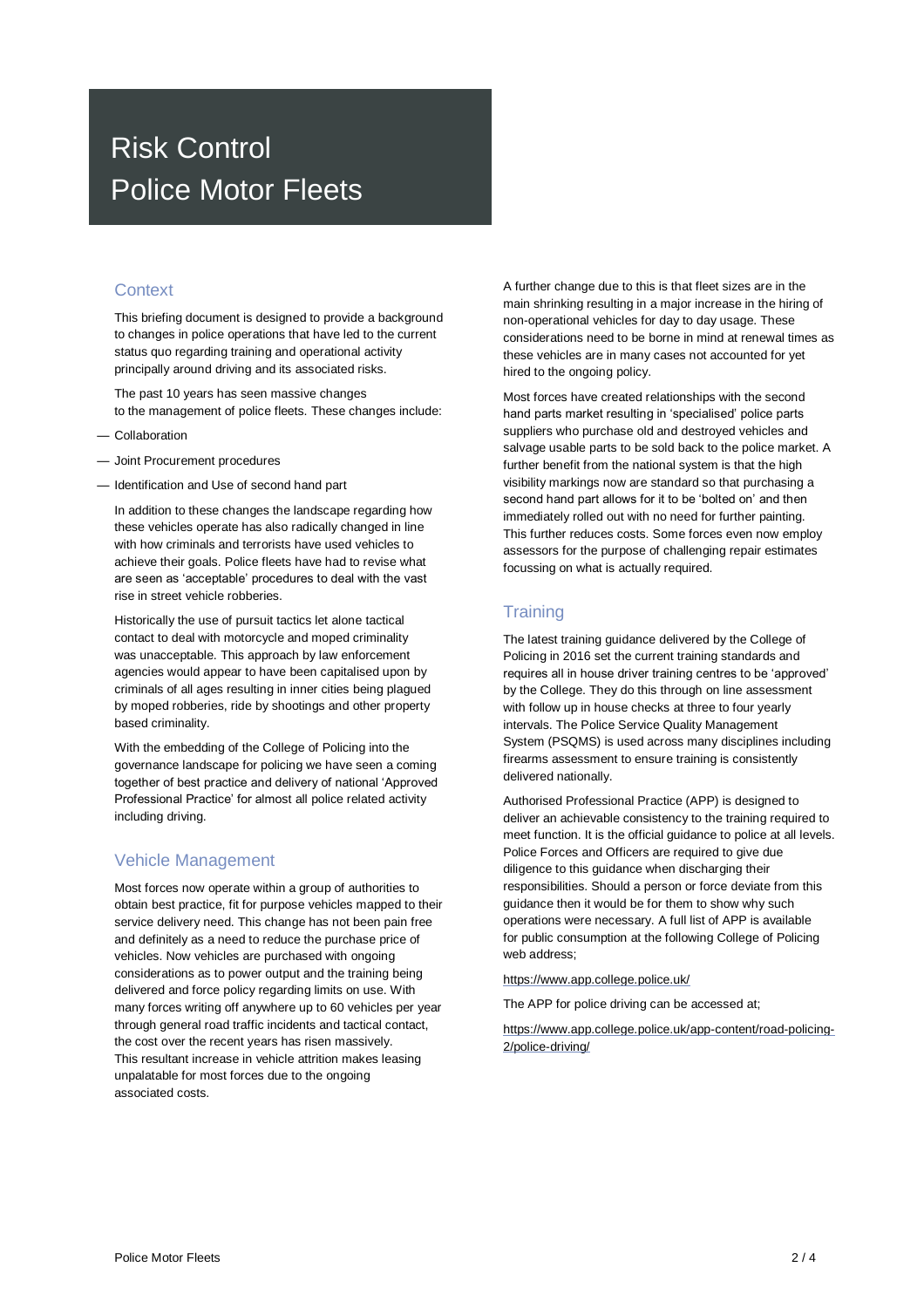# Risk Control
# Police Motor Fleets

## Context

This briefing document is designed to provide a background to changes in police operations that have led to the current status quo regarding training and operational activity principally around driving and its associated risks.

The past 10 years has seen massive changes to the management of police fleets. These changes include:

- Collaboration
- Joint Procurement procedures
- Identification and Use of second hand part

In addition to these changes the landscape regarding how these vehicles operate has also radically changed in line with how criminals and terrorists have used vehicles to achieve their goals. Police fleets have had to revise what are seen as 'acceptable' procedures to deal with the vast rise in street vehicle robberies.

Historically the use of pursuit tactics let alone tactical contact to deal with motorcycle and moped criminality was unacceptable. This approach by law enforcement agencies would appear to have been capitalised upon by criminals of all ages resulting in inner cities being plagued by moped robberies, ride by shootings and other property based criminality.

With the embedding of the College of Policing into the governance landscape for policing we have seen a coming together of best practice and delivery of national 'Approved Professional Practice' for almost all police related activity including driving.

## Vehicle Management

Most forces now operate within a group of authorities to obtain best practice, fit for purpose vehicles mapped to their service delivery need. This change has not been pain free and definitely as a need to reduce the purchase price of vehicles. Now vehicles are purchased with ongoing considerations as to power output and the training being delivered and force policy regarding limits on use. With many forces writing off anywhere up to 60 vehicles per year through general road traffic incidents and tactical contact, the cost over the recent years has risen massively. This resultant increase in vehicle attrition makes leasing unpalatable for most forces due to the ongoing associated costs.

A further change due to this is that fleet sizes are in the main shrinking resulting in a major increase in the hiring of non-operational vehicles for day to day usage. These considerations need to be borne in mind at renewal times as these vehicles are in many cases not accounted for yet hired to the ongoing policy.

Most forces have created relationships with the second hand parts market resulting in 'specialised' police parts suppliers who purchase old and destroyed vehicles and salvage usable parts to be sold back to the police market. A further benefit from the national system is that the high visibility markings now are standard so that purchasing a second hand part allows for it to be 'bolted on' and then immediately rolled out with no need for further painting. This further reduces costs. Some forces even now employ assessors for the purpose of challenging repair estimates focussing on what is actually required.

## Training

The latest training guidance delivered by the College of Policing in 2016 set the current training standards and requires all in house driver training centres to be 'approved' by the College. They do this through on line assessment with follow up in house checks at three to four yearly intervals. The Police Service Quality Management System (PSQMS) is used across many disciplines including firearms assessment to ensure training is consistently delivered nationally.

Authorised Professional Practice (APP) is designed to deliver an achievable consistency to the training required to meet function. It is the official guidance to police at all levels. Police Forces and Officers are required to give due diligence to this guidance when discharging their responsibilities. Should a person or force deviate from this guidance then it would be for them to show why such operations were necessary. A full list of APP is available for public consumption at the following College of Policing web address;

https://www.app.college.police.uk/

The APP for police driving can be accessed at;

https://www.app.college.police.uk/app-content/road-policing-2/police-driving/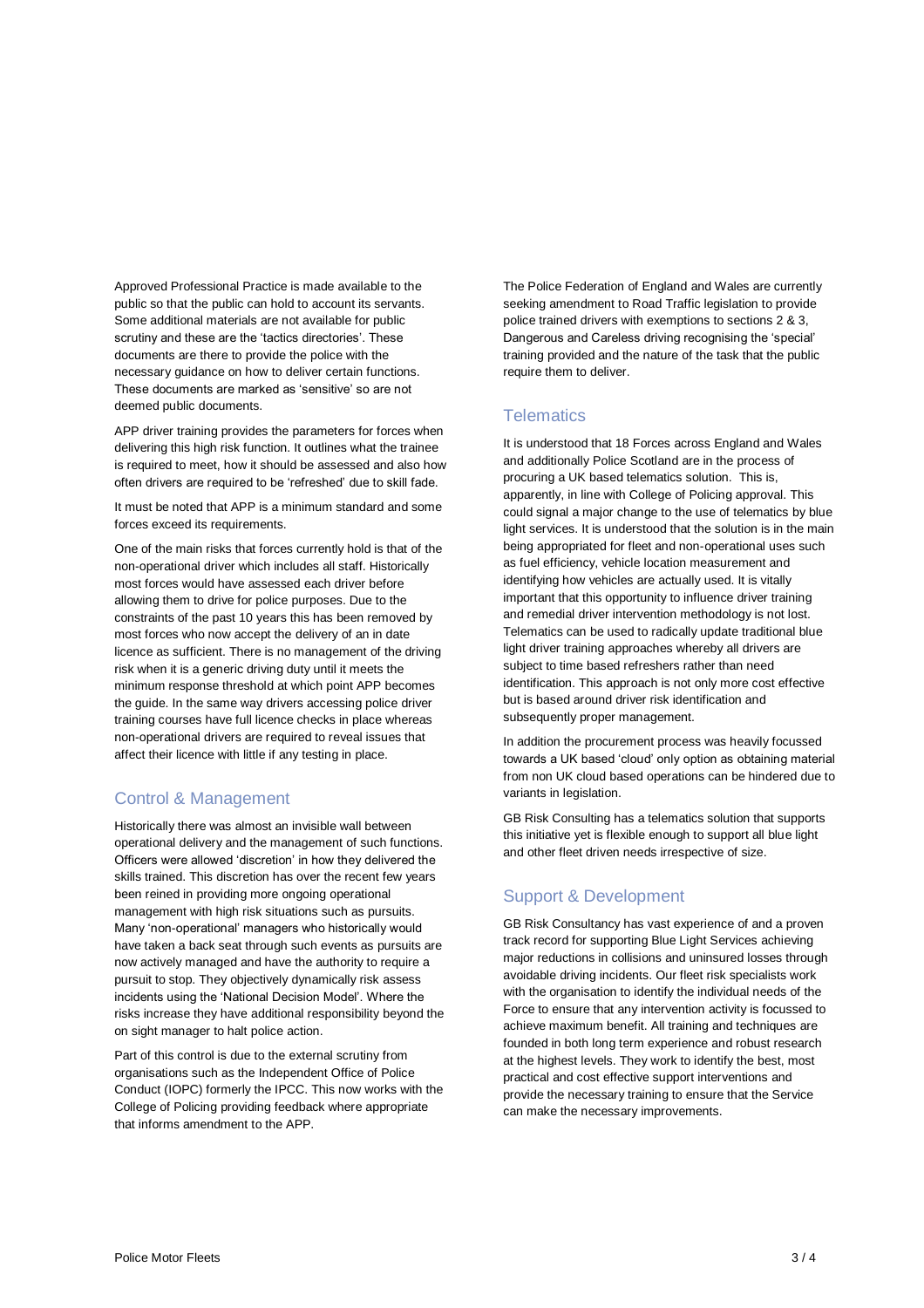Approved Professional Practice is made available to the public so that the public can hold to account its servants. Some additional materials are not available for public scrutiny and these are the 'tactics directories'. These documents are there to provide the police with the necessary guidance on how to deliver certain functions. These documents are marked as 'sensitive' so are not deemed public documents.

APP driver training provides the parameters for forces when delivering this high risk function. It outlines what the trainee is required to meet, how it should be assessed and also how often drivers are required to be 'refreshed' due to skill fade.

It must be noted that APP is a minimum standard and some forces exceed its requirements.

One of the main risks that forces currently hold is that of the non-operational driver which includes all staff. Historically most forces would have assessed each driver before allowing them to drive for police purposes. Due to the constraints of the past 10 years this has been removed by most forces who now accept the delivery of an in date licence as sufficient. There is no management of the driving risk when it is a generic driving duty until it meets the minimum response threshold at which point APP becomes the guide. In the same way drivers accessing police driver training courses have full licence checks in place whereas non-operational drivers are required to reveal issues that affect their licence with little if any testing in place.

## Control & Management

Historically there was almost an invisible wall between operational delivery and the management of such functions. Officers were allowed 'discretion' in how they delivered the skills trained. This discretion has over the recent few years been reined in providing more ongoing operational management with high risk situations such as pursuits. Many 'non-operational' managers who historically would have taken a back seat through such events as pursuits are now actively managed and have the authority to require a pursuit to stop. They objectively dynamically risk assess incidents using the 'National Decision Model'. Where the risks increase they have additional responsibility beyond the on sight manager to halt police action.

Part of this control is due to the external scrutiny from organisations such as the Independent Office of Police Conduct (IOPC) formerly the IPCC. This now works with the College of Policing providing feedback where appropriate that informs amendment to the APP.

The Police Federation of England and Wales are currently seeking amendment to Road Traffic legislation to provide police trained drivers with exemptions to sections 2 & 3, Dangerous and Careless driving recognising the 'special' training provided and the nature of the task that the public require them to deliver.

## Telematics

It is understood that 18 Forces across England and Wales and additionally Police Scotland are in the process of procuring a UK based telematics solution. This is, apparently, in line with College of Policing approval. This could signal a major change to the use of telematics by blue light services. It is understood that the solution is in the main being appropriated for fleet and non-operational uses such as fuel efficiency, vehicle location measurement and identifying how vehicles are actually used. It is vitally important that this opportunity to influence driver training and remedial driver intervention methodology is not lost. Telematics can be used to radically update traditional blue light driver training approaches whereby all drivers are subject to time based refreshers rather than need identification. This approach is not only more cost effective but is based around driver risk identification and subsequently proper management.

In addition the procurement process was heavily focussed towards a UK based 'cloud' only option as obtaining material from non UK cloud based operations can be hindered due to variants in legislation.

GB Risk Consulting has a telematics solution that supports this initiative yet is flexible enough to support all blue light and other fleet driven needs irrespective of size.

## Support & Development

GB Risk Consultancy has vast experience of and a proven track record for supporting Blue Light Services achieving major reductions in collisions and uninsured losses through avoidable driving incidents. Our fleet risk specialists work with the organisation to identify the individual needs of the Force to ensure that any intervention activity is focussed to achieve maximum benefit. All training and techniques are founded in both long term experience and robust research at the highest levels. They work to identify the best, most practical and cost effective support interventions and provide the necessary training to ensure that the Service can make the necessary improvements.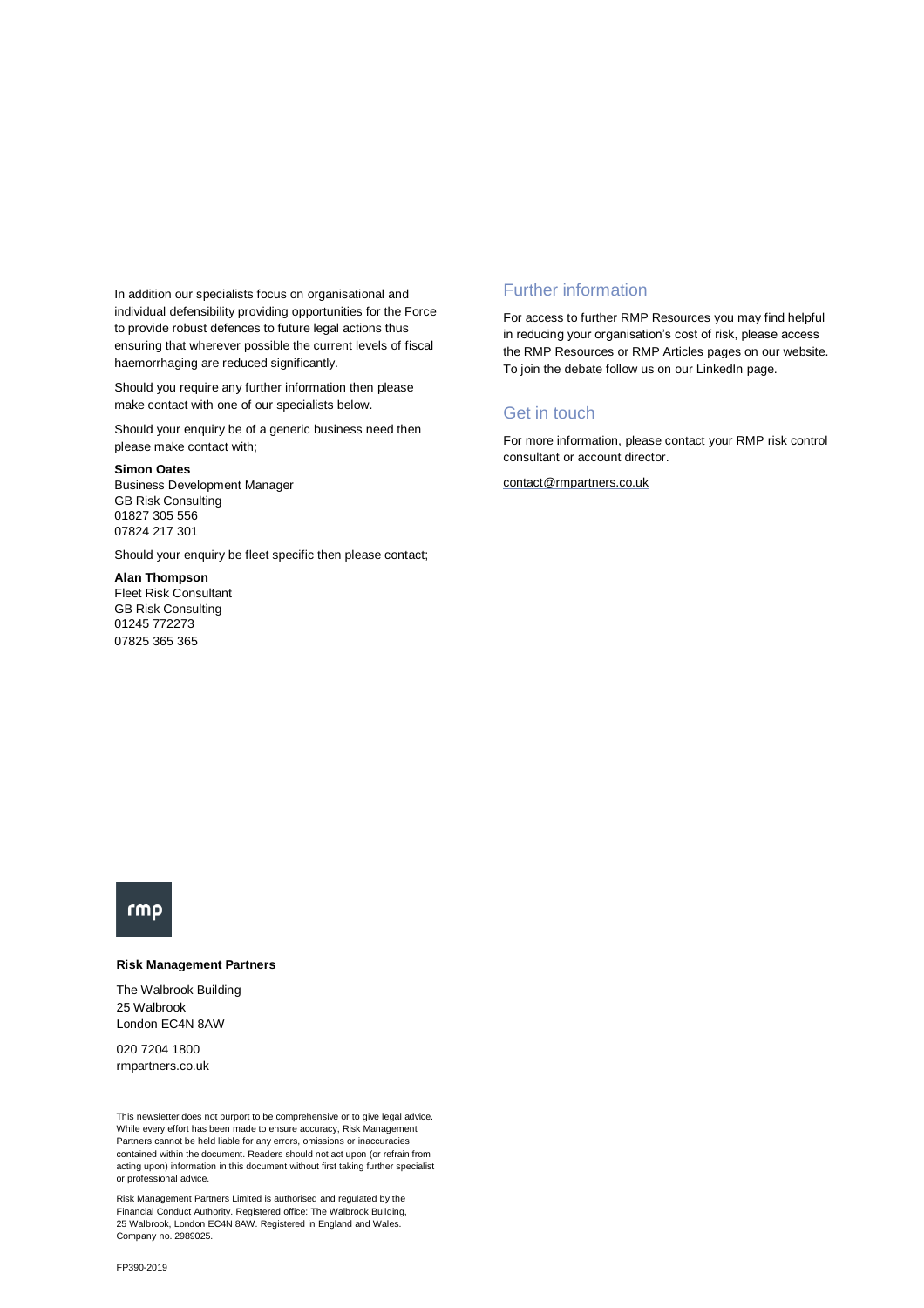In addition our specialists focus on organisational and individual defensibility providing opportunities for the Force to provide robust defences to future legal actions thus ensuring that wherever possible the current levels of fiscal haemorrhaging are reduced significantly.

Should you require any further information then please make contact with one of our specialists below.

Should your enquiry be of a generic business need then please make contact with;

**Simon Oates**
Business Development Manager
GB Risk Consulting
01827 305 556
07824 217 301

Should your enquiry be fleet specific then please contact;

**Alan Thompson**
Fleet Risk Consultant
GB Risk Consulting
01245 772273
07825 365 365

## Further information

For access to further RMP Resources you may find helpful in reducing your organisation's cost of risk, please access the RMP Resources or RMP Articles pages on our website. To join the debate follow us on our LinkedIn page.

## Get in touch

For more information, please contact your RMP risk control consultant or account director.

contact@rmpartners.co.uk

rmp

**Risk Management Partners**

The Walbrook Building
25 Walbrook
London EC4N 8AW

020 7204 1800
rmpartners.co.uk

This newsletter does not purport to be comprehensive or to give legal advice. While every effort has been made to ensure accuracy, Risk Management Partners cannot be held liable for any errors, omissions or inaccuracies contained within the document. Readers should not act upon (or refrain from acting upon) information in this document without first taking further specialist or professional advice.

Risk Management Partners Limited is authorised and regulated by the Financial Conduct Authority. Registered office: The Walbrook Building, 25 Walbrook, London EC4N 8AW. Registered in England and Wales. Company no. 2989025.

FP390-2019